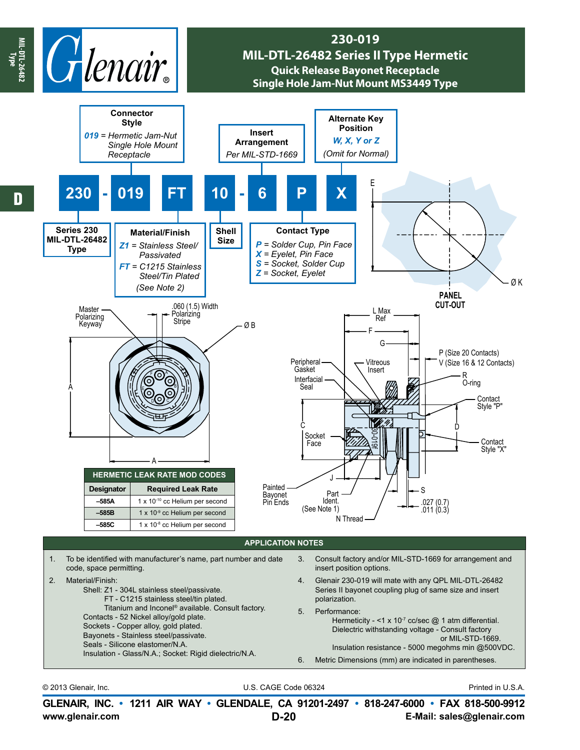# 230-019
## MIL-DTL-26482 Series II Type Hermetic
### Quick Release Bayonet Receptacle
### Single Hole Jam-Nut Mount MS3449 Type

**230 - 019 FT 10 - 6 P X**

- **Series 230 MIL-DTL-26482 Type**
- **Connector Style**: *019* = Hermetic Jam-Nut Single Hole Mount Receptacle
- **Material/Finish**: *Z1* = Stainless Steel/ Passivated; *FT* = C1215 Stainless Steel/Tin Plated (See Note 2)
- **Shell Size**
- **Insert Arrangement**: Per MIL-STD-1669
- **Contact Type**: *P* = Solder Cup, Pin Face; *X* = Eyelet, Pin Face; *S* = Socket, Solder Cup; *Z* = Socket, Eyelet
- **Alternate Key Position**: *W, X, Y or Z* (Omit for Normal)

PANEL CUT-OUT

Master Polarizing Keyway; .060 (1.5) Width Polarizing Stripe; Ø B; A; A; E; Ø K; L Max Ref; F; G; P (Size 20 Contacts); V (Size 16 & 12 Contacts); Peripheral Gasket; Vitreous Insert; Interfacial Seal; R O-ring; Contact Style "P"; C; D; Socket Face; Contact Style "X"; J; Painted Bayonet Pin Ends; Part Ident. (See Note 1); N Thread; S; .027 (0.7) .011 (0.3)

| HERMETIC LEAK RATE MOD CODES | |
|---|---|
| **Designator** | **Required Leak Rate** |
| –585A | 1 x $10^{-10}$ cc Helium per second |
| –585B | 1 x $10^{-9}$ cc Helium per second |
| –585C | 1 x $10^{-8}$ cc Helium per second |

## APPLICATION NOTES

1. To be identified with manufacturer's name, part number and date code, space permitting.
2. Material/Finish:
   Shell: Z1 - 304L stainless steel/passivate.
   FT - C1215 stainless steel/tin plated.
   Titanium and Inconel® available. Consult factory.
   Contacts - 52 Nickel alloy/gold plate.
   Sockets - Copper alloy, gold plated.
   Bayonets - Stainless steel/passivate.
   Seals - Silicone elastomer/N.A.
   Insulation - Glass/N.A.; Socket: Rigid dielectric/N.A.
3. Consult factory and/or MIL-STD-1669 for arrangement and insert position options.
4. Glenair 230-019 will mate with any QPL MIL-DTL-26482 Series II bayonet coupling plug of same size and insert polarization.
5. Performance:
   Hermeticity - <1 x $10^{-7}$ cc/sec @ 1 atm differential.
   Dielectric withstanding voltage - Consult factory or MIL-STD-1669.
   Insulation resistance - 5000 megohms min @500VDC.
6. Metric Dimensions (mm) are indicated in parentheses.

© 2013 Glenair, Inc. U.S. CAGE Code 06324 Printed in U.S.A.

**GLENAIR, INC. • 1211 AIR WAY • GLENDALE, CA 91201-2497 • 818-247-6000 • FAX 818-500-9912**
www.glenair.com E-Mail: sales@glenair.com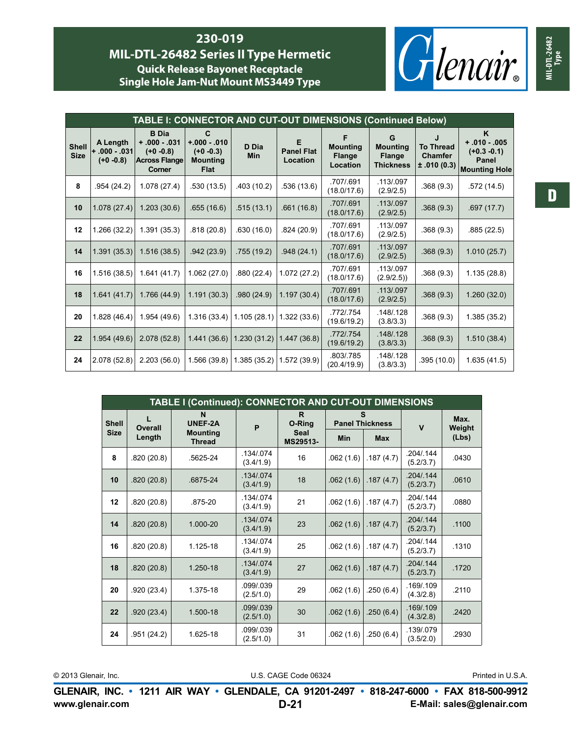# 230-019
## MIL-DTL-26482 Series II Type Hermetic
### Quick Release Bayonet Receptacle
### Single Hole Jam-Nut Mount MS3449 Type

**TABLE I: CONNECTOR AND CUT-OUT DIMENSIONS (Continued Below)**

| Shell Size | A Length + .000 - .031 (+0 -0.8) | B Dia + .000 - .031 (+0 -0.8) Across Flange Corner | C +.000 - .010 (+0 -0.3) Mounting Flat | D Dia Min | E Panel Flat Location | F Mounting Flange Location | G Mounting Flange Thickness | J To Thread Chamfer ± .010 (0.3) | K + .010 - .005 (+0.3 -0.1) Panel Mounting Hole |
|---|---|---|---|---|---|---|---|---|---|
| 8 | .954 (24.2) | 1.078 (27.4) | .530 (13.5) | .403 (10.2) | .536 (13.6) | .707/.691 (18.0/17.6) | .113/.097 (2.9/2.5) | .368 (9.3) | .572 (14.5) |
| 10 | 1.078 (27.4) | 1.203 (30.6) | .655 (16.6) | .515 (13.1) | .661 (16.8) | .707/.691 (18.0/17.6) | .113/.097 (2.9/2.5) | .368 (9.3) | .697 (17.7) |
| 12 | 1.266 (32.2) | 1.391 (35.3) | .818 (20.8) | .630 (16.0) | .824 (20.9) | .707/.691 (18.0/17.6) | .113/.097 (2.9/2.5) | .368 (9.3) | .885 (22.5) |
| 14 | 1.391 (35.3) | 1.516 (38.5) | .942 (23.9) | .755 (19.2) | .948 (24.1) | .707/.691 (18.0/17.6) | .113/.097 (2.9/2.5) | .368 (9.3) | 1.010 (25.7) |
| 16 | 1.516 (38.5) | 1.641 (41.7) | 1.062 (27.0) | .880 (22.4) | 1.072 (27.2) | .707/.691 (18.0/17.6) | .113/.097 (2.9/2.5)) | .368 (9.3) | 1.135 (28.8) |
| 18 | 1.641 (41.7) | 1.766 (44.9) | 1.191 (30.3) | .980 (24.9) | 1.197 (30.4) | .707/.691 (18.0/17.6) | .113/.097 (2.9/2.5) | .368 (9.3) | 1.260 (32.0) |
| 20 | 1.828 (46.4) | 1.954 (49.6) | 1.316 (33.4) | 1.105 (28.1) | 1.322 (33.6) | .772/.754 (19.6/19.2) | .148/.128 (3.8/3.3) | .368 (9.3) | 1.385 (35.2) |
| 22 | 1.954 (49.6) | 2.078 (52.8) | 1.441 (36.6) | 1.230 (31.2) | 1.447 (36.8) | .772/.754 (19.6/19.2) | .148/.128 (3.8/3.3) | .368 (9.3) | 1.510 (38.4) |
| 24 | 2.078 (52.8) | 2.203 (56.0) | 1.566 (39.8) | 1.385 (35.2) | 1.572 (39.9) | .803/.785 (20.4/19.9) | .148/.128 (3.8/3.3) | .395 (10.0) | 1.635 (41.5) |

**TABLE I (Continued): CONNECTOR AND CUT-OUT DIMENSIONS**

| Shell Size | L Overall Length | N UNEF-2A Mounting Thread | P | R O-Ring Seal MS29513- | S Panel Thickness | | V | Max. Weight (Lbs) |
|---|---|---|---|---|---|---|---|---|
| | | | | | Min | Max | | |
| 8 | .820 (20.8) | .5625-24 | .134/.074 (3.4/1.9) | 16 | .062 (1.6) | .187 (4.7) | .204/.144 (5.2/3.7) | .0430 |
| 10 | .820 (20.8) | .6875-24 | .134/.074 (3.4/1.9) | 18 | .062 (1.6) | .187 (4.7) | .204/.144 (5.2/3.7) | .0610 |
| 12 | .820 (20.8) | .875-20 | .134/.074 (3.4/1.9) | 21 | .062 (1.6) | .187 (4.7) | .204/.144 (5.2/3.7) | .0880 |
| 14 | .820 (20.8) | 1.000-20 | .134/.074 (3.4/1.9) | 23 | .062 (1.6) | .187 (4.7) | .204/.144 (5.2/3.7) | .1100 |
| 16 | .820 (20.8) | 1.125-18 | .134/.074 (3.4/1.9) | 25 | .062 (1.6) | .187 (4.7) | .204/.144 (5.2/3.7) | .1310 |
| 18 | .820 (20.8) | 1.250-18 | .134/.074 (3.4/1.9) | 27 | .062 (1.6) | .187 (4.7) | .204/.144 (5.2/3.7) | .1720 |
| 20 | .920 (23.4) | 1.375-18 | .099/.039 (2.5/1.0) | 29 | .062 (1.6) | .250 (6.4) | .169/.109 (4.3/2.8) | .2110 |
| 22 | .920 (23.4) | 1.500-18 | .099/.039 (2.5/1.0) | 30 | .062 (1.6) | .250 (6.4) | .169/.109 (4.3/2.8) | .2420 |
| 24 | .951 (24.2) | 1.625-18 | .099/.039 (2.5/1.0) | 31 | .062 (1.6) | .250 (6.4) | .139/.079 (3.5/2.0) | .2930 |